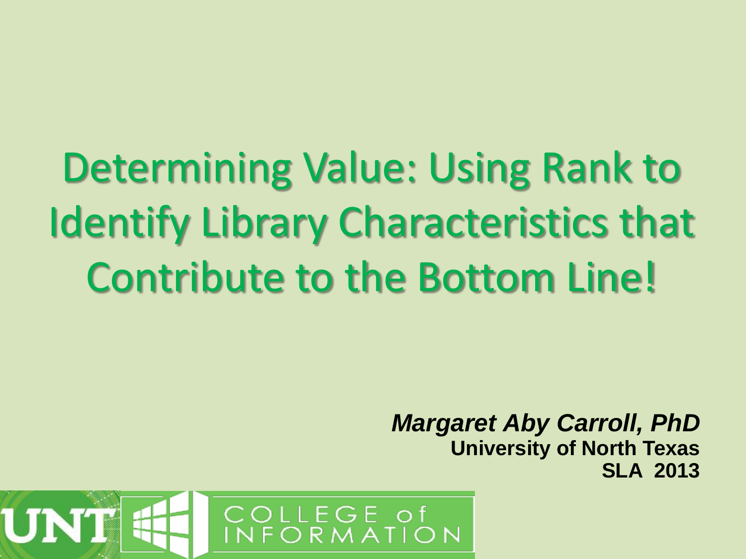# Determining Value: Using Rank to Identify Library Characteristics that Contribute to the Bottom Line!

***Margaret Aby Carroll, PhD***
**University of North Texas**
**SLA 2013**

UNT COLLEGE of INFORMATION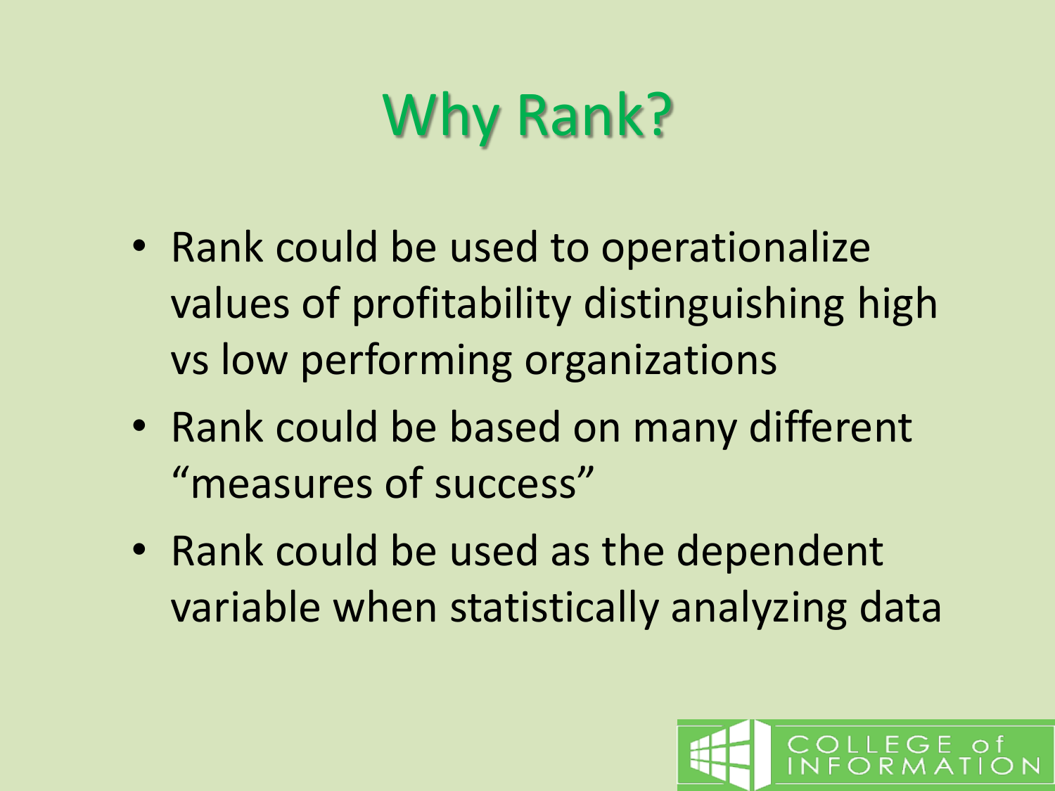# Why Rank?

- Rank could be used to operationalize values of profitability distinguishing high vs low performing organizations
- Rank could be based on many different "measures of success"
- Rank could be used as the dependent variable when statistically analyzing data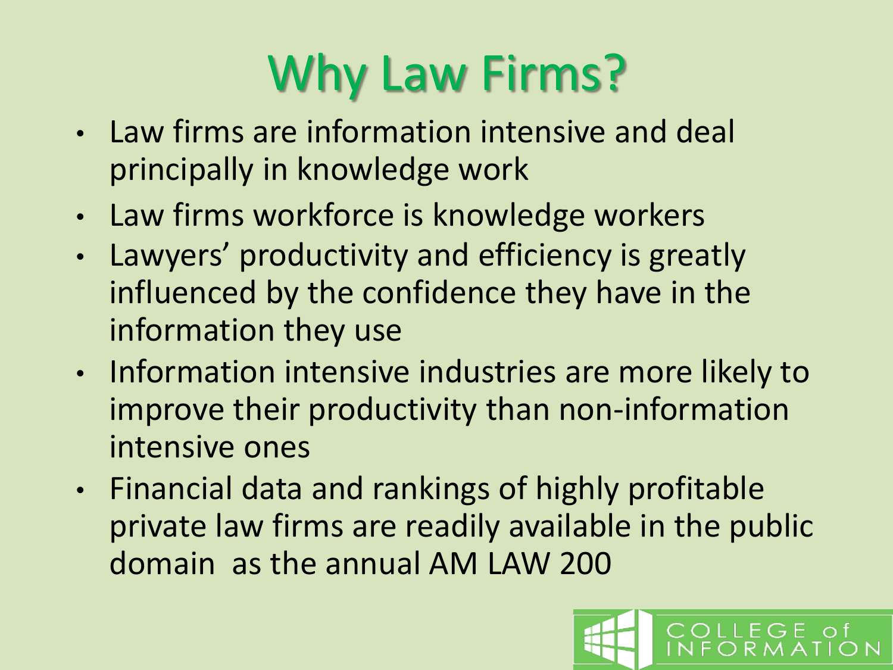# Why Law Firms?

- Law firms are information intensive and deal principally in knowledge work
- Law firms workforce is knowledge workers
- Lawyers' productivity and efficiency is greatly influenced by the confidence they have in the information they use
- Information intensive industries are more likely to improve their productivity than non-information intensive ones
- Financial data and rankings of highly profitable private law firms are readily available in the public domain as the annual AM LAW 200

COLLEGE of INFORMATION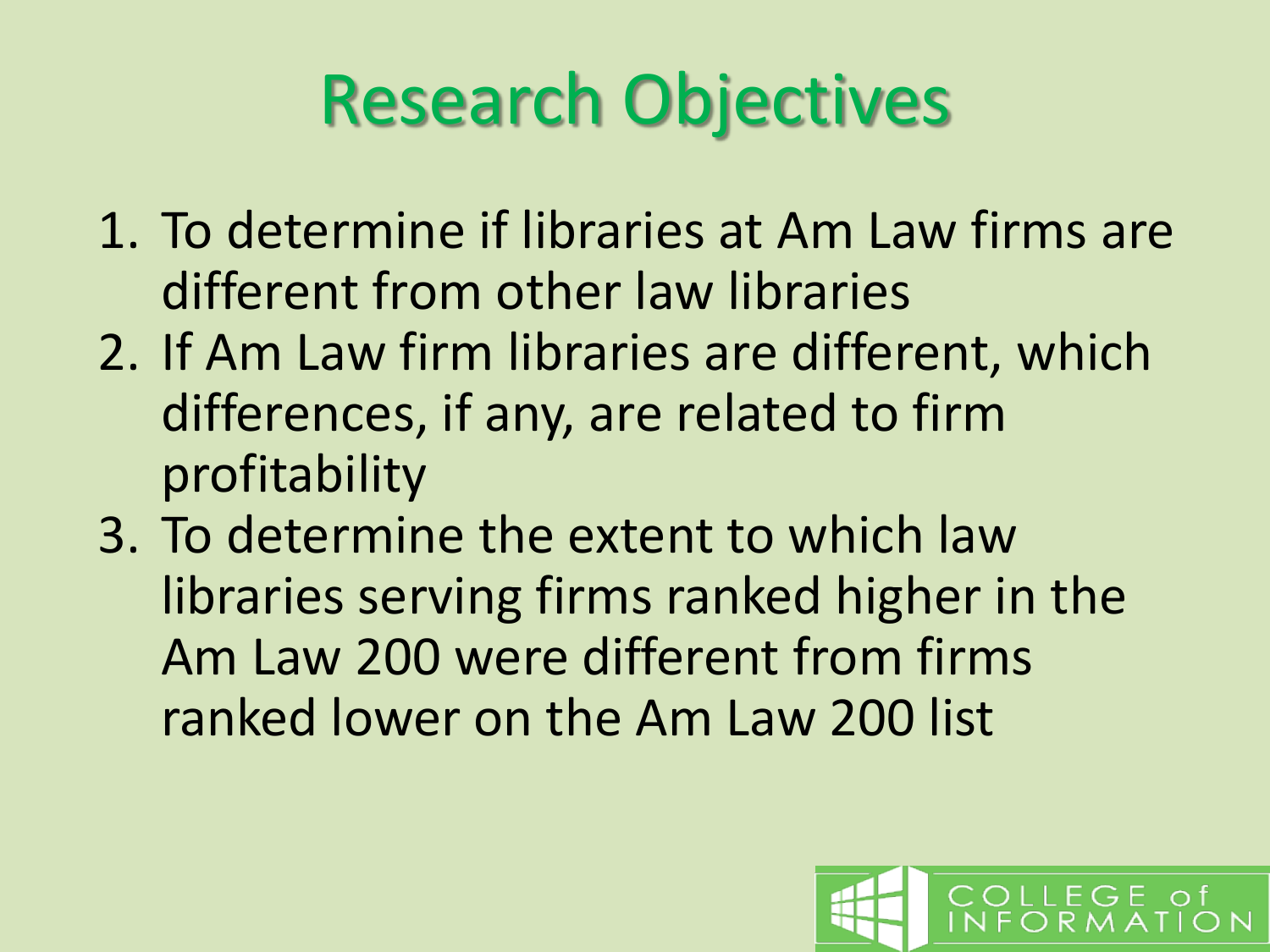# Research Objectives

1. To determine if libraries at Am Law firms are different from other law libraries
2. If Am Law firm libraries are different, which differences, if any, are related to firm profitability
3. To determine the extent to which law libraries serving firms ranked higher in the Am Law 200 were different from firms ranked lower on the Am Law 200 list

COLLEGE of INFORMATION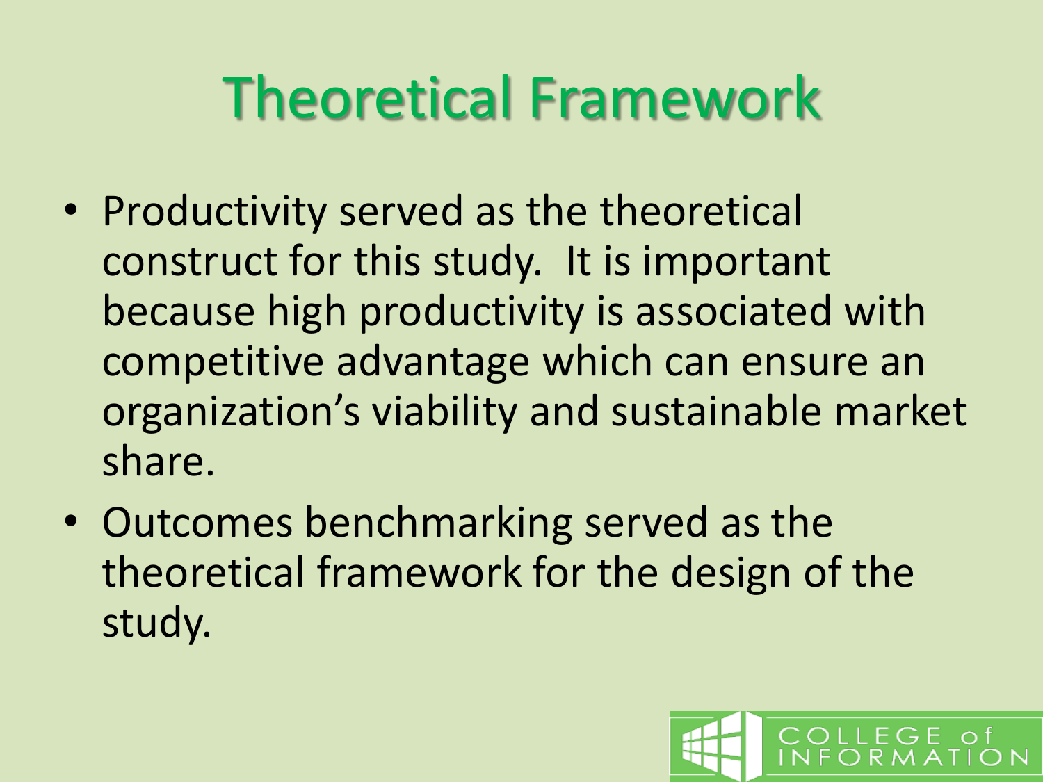# Theoretical Framework

- Productivity served as the theoretical construct for this study. It is important because high productivity is associated with competitive advantage which can ensure an organization's viability and sustainable market share.
- Outcomes benchmarking served as the theoretical framework for the design of the study.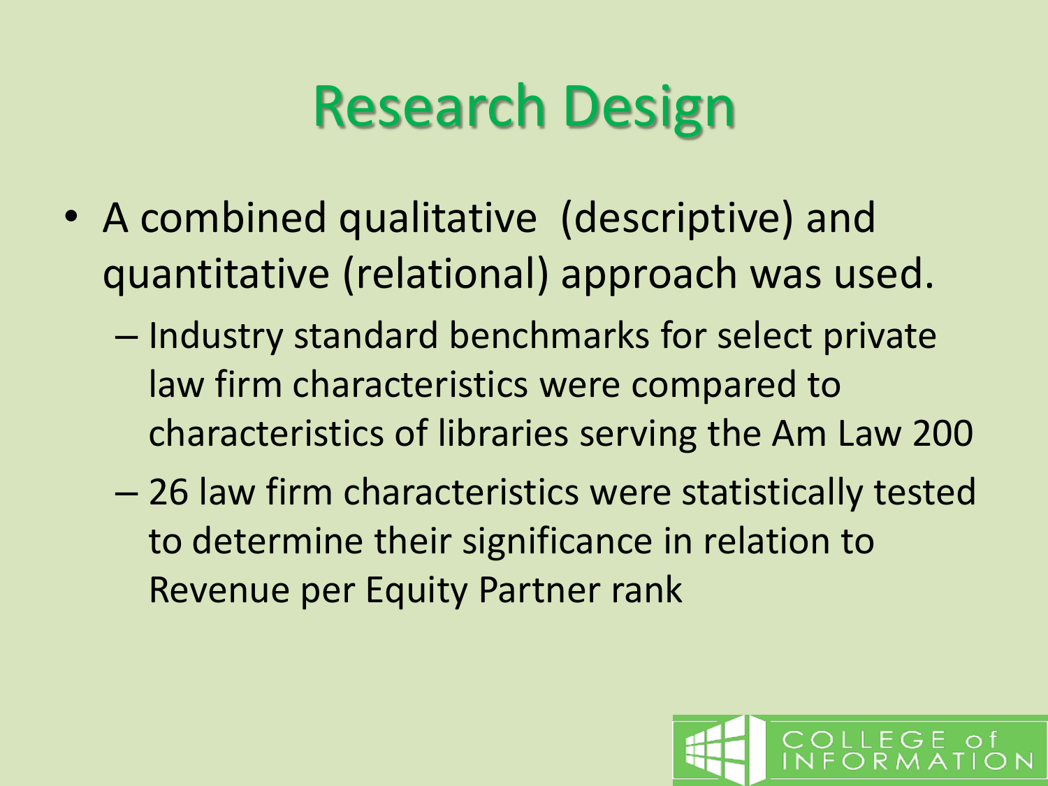# Research Design

- A combined qualitative (descriptive) and quantitative (relational) approach was used.
  - Industry standard benchmarks for select private law firm characteristics were compared to characteristics of libraries serving the Am Law 200
  - 26 law firm characteristics were statistically tested to determine their significance in relation to Revenue per Equity Partner rank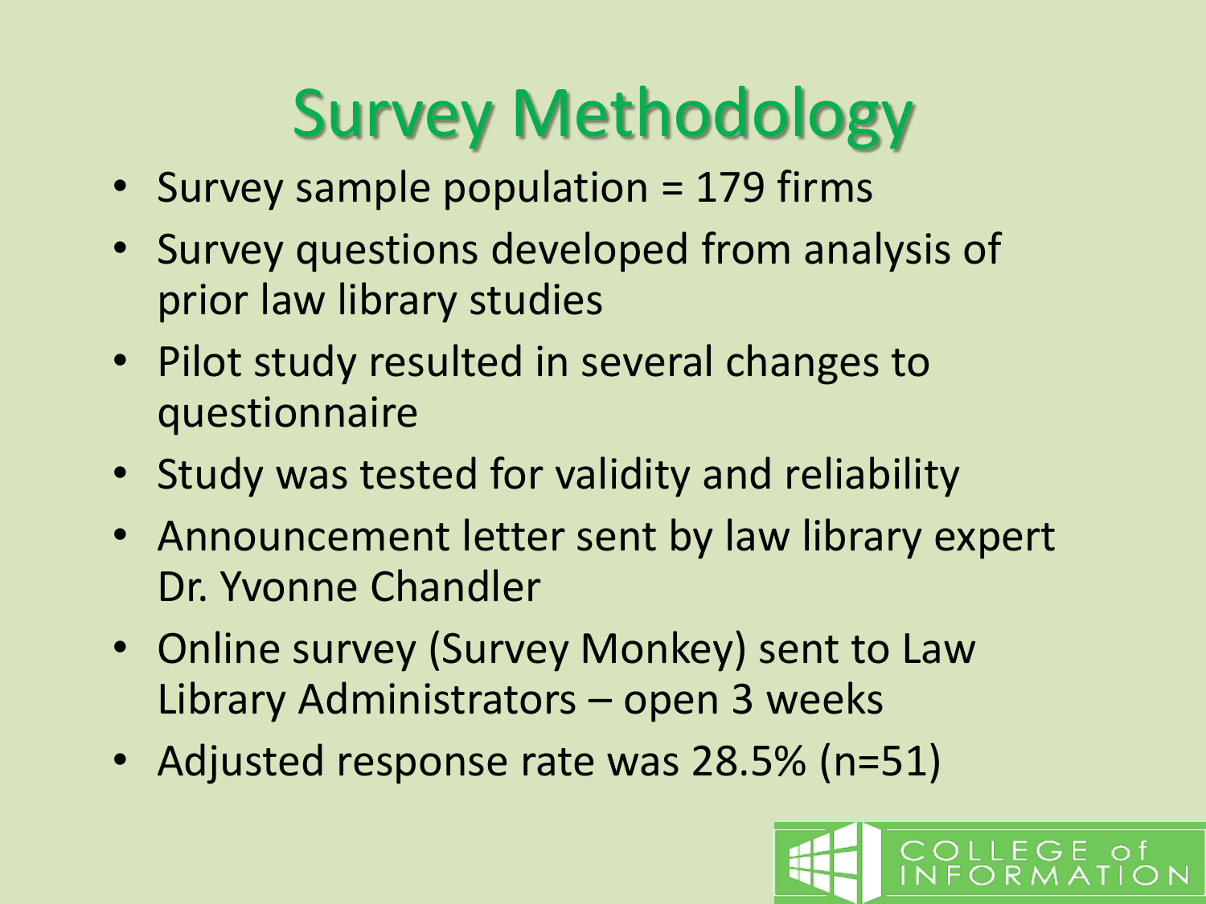# Survey Methodology

- Survey sample population = 179 firms
- Survey questions developed from analysis of prior law library studies
- Pilot study resulted in several changes to questionnaire
- Study was tested for validity and reliability
- Announcement letter sent by law library expert Dr. Yvonne Chandler
- Online survey (Survey Monkey) sent to Law Library Administrators – open 3 weeks
- Adjusted response rate was 28.5% (n=51)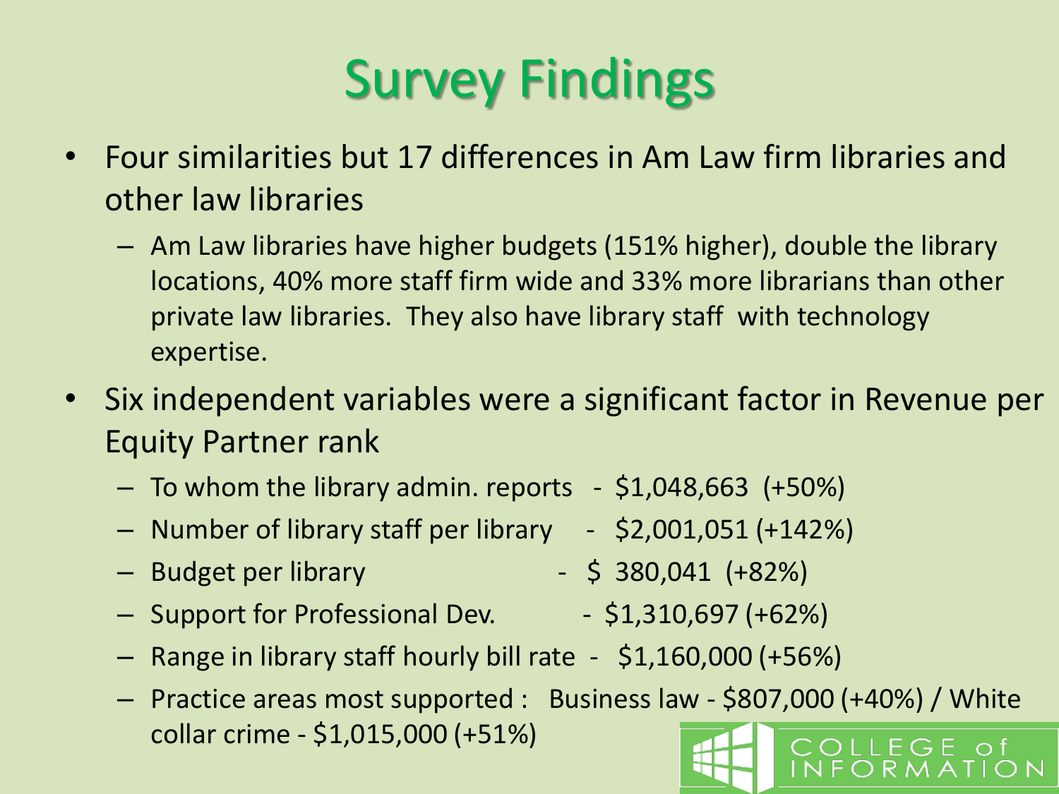# Survey Findings

- Four similarities but 17 differences in Am Law firm libraries and other law libraries
  - Am Law libraries have higher budgets (151% higher), double the library locations, 40% more staff firm wide and 33% more librarians than other private law libraries. They also have library staff with technology expertise.
- Six independent variables were a significant factor in Revenue per Equity Partner rank
  - To whom the library admin. reports - $1,048,663 (+50%)
  - Number of library staff per library - $2,001,051 (+142%)
  - Budget per library - $ 380,041 (+82%)
  - Support for Professional Dev. - $1,310,697 (+62%)
  - Range in library staff hourly bill rate - $1,160,000 (+56%)
  - Practice areas most supported : Business law - $807,000 (+40%) / White collar crime - $1,015,000 (+51%)

COLLEGE of INFORMATION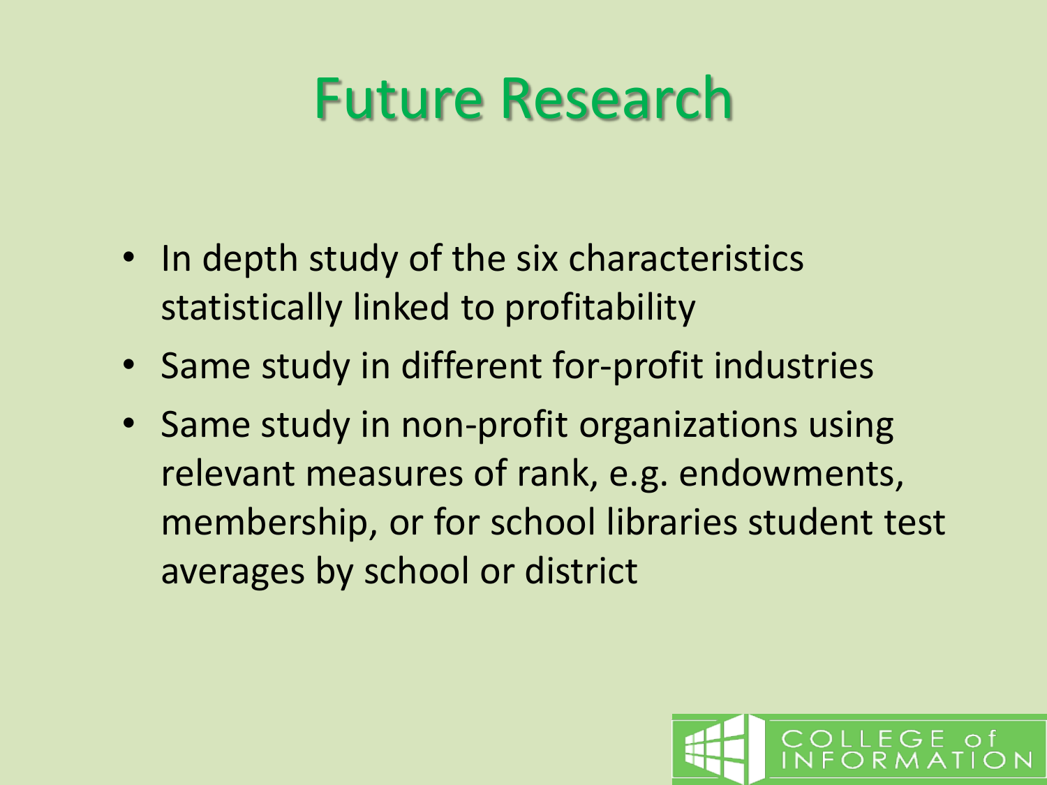# Future Research

- In depth study of the six characteristics statistically linked to profitability
- Same study in different for-profit industries
- Same study in non-profit organizations using relevant measures of rank, e.g. endowments, membership, or for school libraries student test averages by school or district

COLLEGE of INFORMATION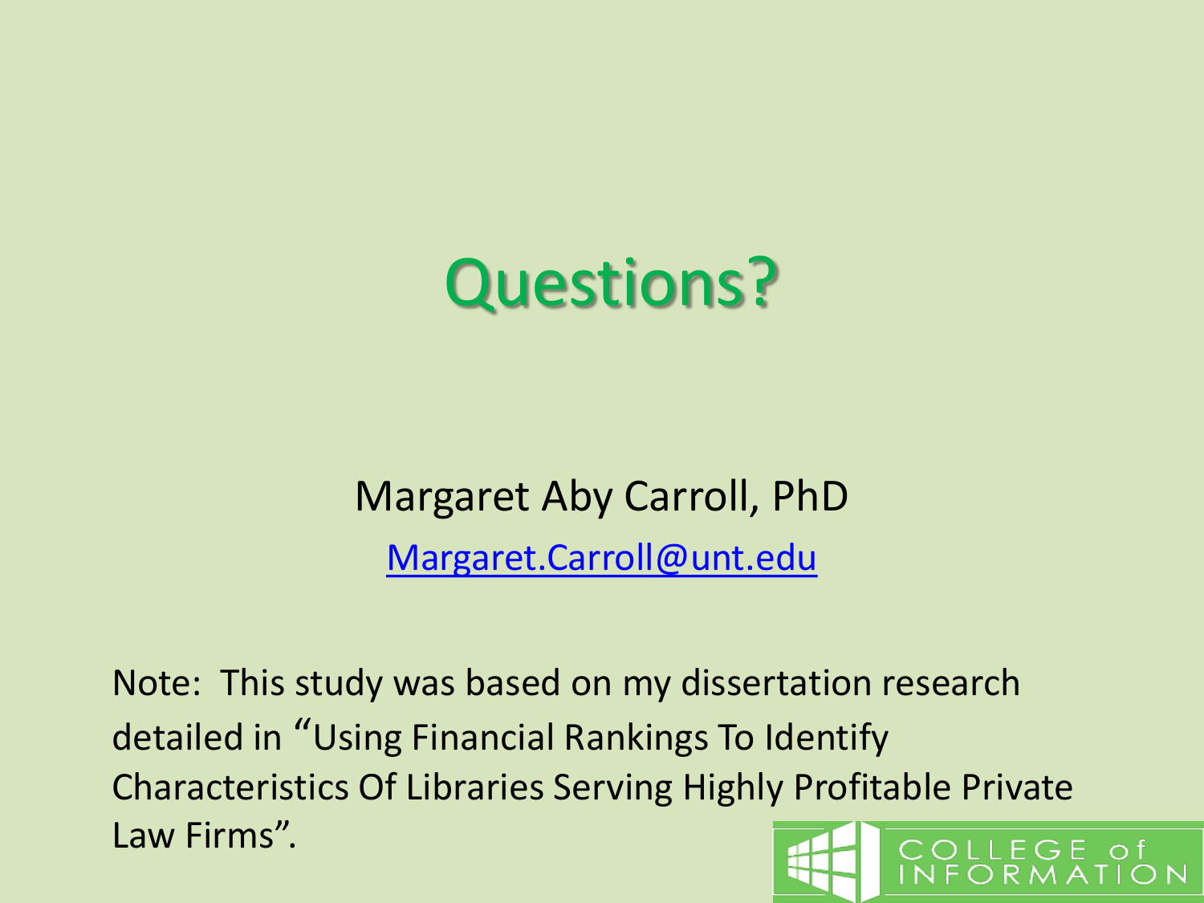# Questions?

Margaret Aby Carroll, PhD

Margaret.Carroll@unt.edu

Note: This study was based on my dissertation research detailed in "Using Financial Rankings To Identify Characteristics Of Libraries Serving Highly Profitable Private Law Firms".

COLLEGE of INFORMATION